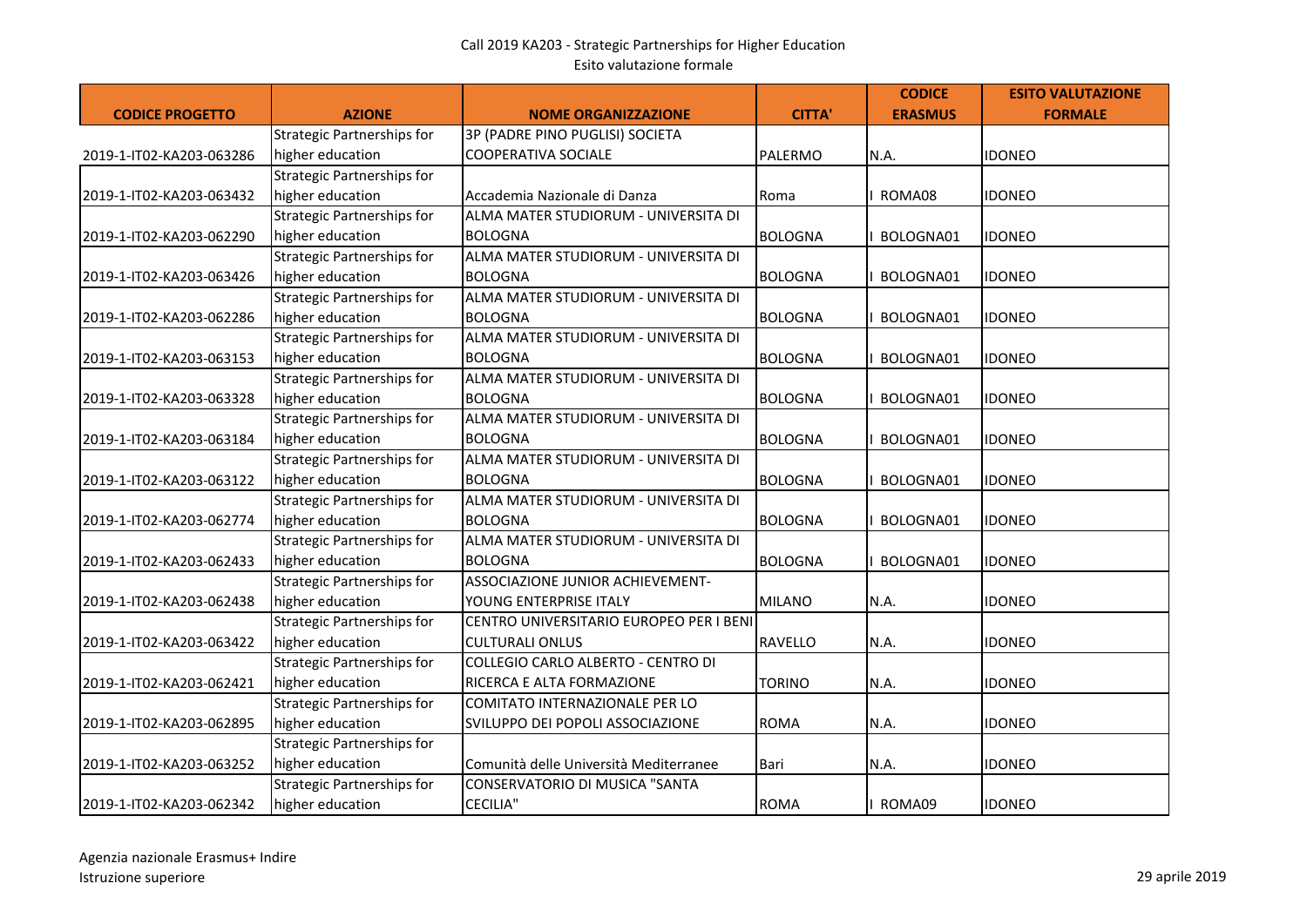Call 2019 KA203 - Strategic Partnerships for Higher Education
Esito valutazione formale

| CODICE PROGETTO | AZIONE | NOME ORGANIZZAZIONE | CITTA' | CODICE ERASMUS | ESITO VALUTAZIONE FORMALE |
|---|---|---|---|---|---|
| 2019-1-IT02-KA203-063286 | Strategic Partnerships for higher education | 3P (PADRE PINO PUGLISI) SOCIETA COOPERATIVA SOCIALE | PALERMO | N.A. | IDONEO |
| 2019-1-IT02-KA203-063432 | Strategic Partnerships for higher education | Accademia Nazionale di Danza | Roma | I ROMA08 | IDONEO |
| 2019-1-IT02-KA203-062290 | Strategic Partnerships for higher education | ALMA MATER STUDIORUM - UNIVERSITA DI BOLOGNA | BOLOGNA | I BOLOGNA01 | IDONEO |
| 2019-1-IT02-KA203-063426 | Strategic Partnerships for higher education | ALMA MATER STUDIORUM - UNIVERSITA DI BOLOGNA | BOLOGNA | I BOLOGNA01 | IDONEO |
| 2019-1-IT02-KA203-062286 | Strategic Partnerships for higher education | ALMA MATER STUDIORUM - UNIVERSITA DI BOLOGNA | BOLOGNA | I BOLOGNA01 | IDONEO |
| 2019-1-IT02-KA203-063153 | Strategic Partnerships for higher education | ALMA MATER STUDIORUM - UNIVERSITA DI BOLOGNA | BOLOGNA | I BOLOGNA01 | IDONEO |
| 2019-1-IT02-KA203-063328 | Strategic Partnerships for higher education | ALMA MATER STUDIORUM - UNIVERSITA DI BOLOGNA | BOLOGNA | I BOLOGNA01 | IDONEO |
| 2019-1-IT02-KA203-063184 | Strategic Partnerships for higher education | ALMA MATER STUDIORUM - UNIVERSITA DI BOLOGNA | BOLOGNA | I BOLOGNA01 | IDONEO |
| 2019-1-IT02-KA203-063122 | Strategic Partnerships for higher education | ALMA MATER STUDIORUM - UNIVERSITA DI BOLOGNA | BOLOGNA | I BOLOGNA01 | IDONEO |
| 2019-1-IT02-KA203-062774 | Strategic Partnerships for higher education | ALMA MATER STUDIORUM - UNIVERSITA DI BOLOGNA | BOLOGNA | I BOLOGNA01 | IDONEO |
| 2019-1-IT02-KA203-062433 | Strategic Partnerships for higher education | ALMA MATER STUDIORUM - UNIVERSITA DI BOLOGNA | BOLOGNA | I BOLOGNA01 | IDONEO |
| 2019-1-IT02-KA203-062438 | Strategic Partnerships for higher education | ASSOCIAZIONE JUNIOR ACHIEVEMENT-YOUNG ENTERPRISE ITALY | MILANO | N.A. | IDONEO |
| 2019-1-IT02-KA203-063422 | Strategic Partnerships for higher education | CENTRO UNIVERSITARIO EUROPEO PER I BENI CULTURALI ONLUS | RAVELLO | N.A. | IDONEO |
| 2019-1-IT02-KA203-062421 | Strategic Partnerships for higher education | COLLEGIO CARLO ALBERTO - CENTRO DI RICERCA E ALTA FORMAZIONE | TORINO | N.A. | IDONEO |
| 2019-1-IT02-KA203-062895 | Strategic Partnerships for higher education | COMITATO INTERNAZIONALE PER LO SVILUPPO DEI POPOLI ASSOCIAZIONE | ROMA | N.A. | IDONEO |
| 2019-1-IT02-KA203-063252 | Strategic Partnerships for higher education | Comunità delle Università Mediterranee | Bari | N.A. | IDONEO |
| 2019-1-IT02-KA203-062342 | Strategic Partnerships for higher education | CONSERVATORIO DI MUSICA "SANTA CECILIA" | ROMA | I ROMA09 | IDONEO |

Agenzia nazionale Erasmus+ Indire
Istruzione superiore

29 aprile 2019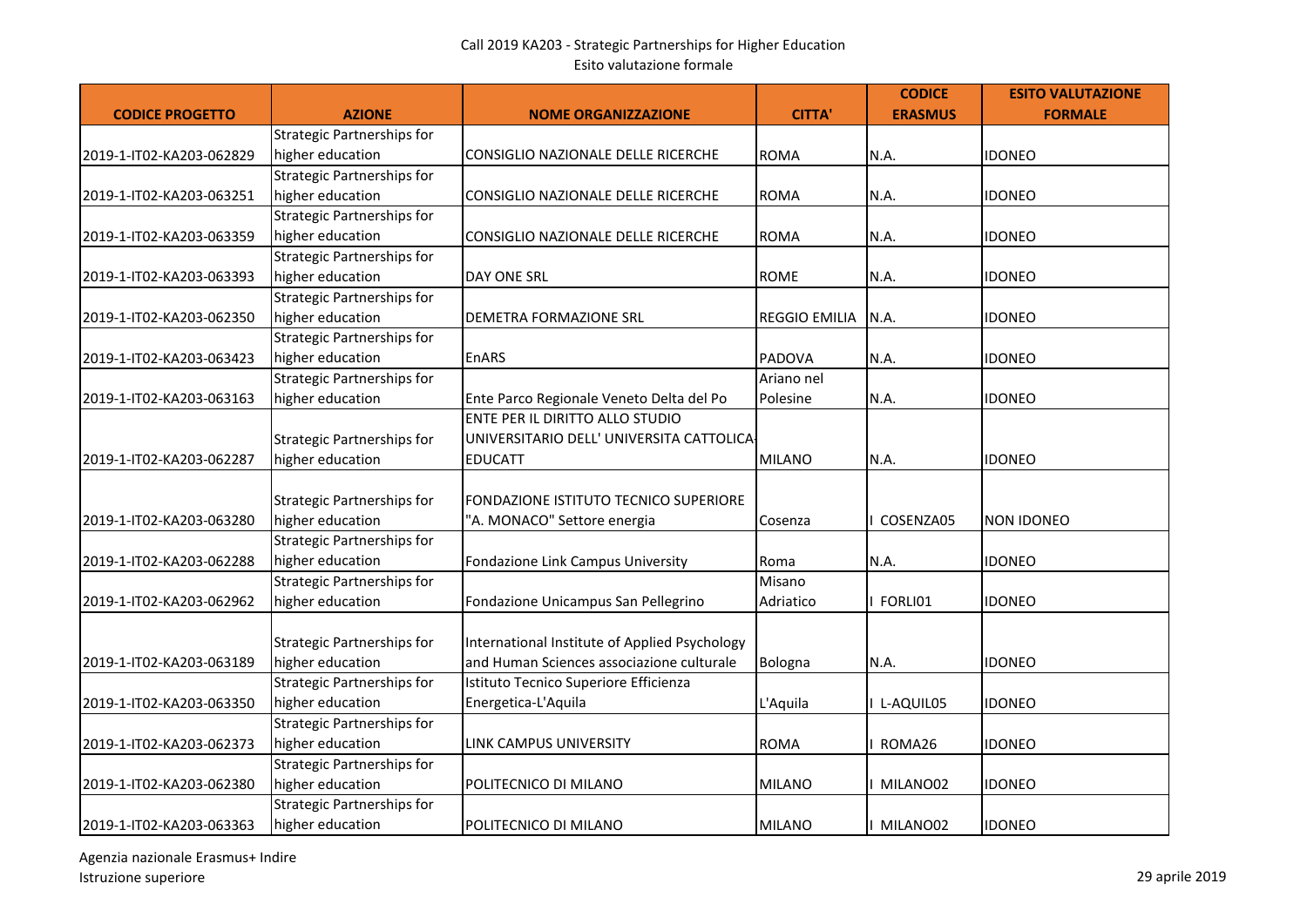Call 2019 KA203 - Strategic Partnerships for Higher Education
Esito valutazione formale

| CODICE PROGETTO | AZIONE | NOME ORGANIZZAZIONE | CITTA' | CODICE ERASMUS | ESITO VALUTAZIONE FORMALE |
|---|---|---|---|---|---|
| 2019-1-IT02-KA203-062829 | Strategic Partnerships for higher education | CONSIGLIO NAZIONALE DELLE RICERCHE | ROMA | N.A. | IDONEO |
| 2019-1-IT02-KA203-063251 | Strategic Partnerships for higher education | CONSIGLIO NAZIONALE DELLE RICERCHE | ROMA | N.A. | IDONEO |
| 2019-1-IT02-KA203-063359 | Strategic Partnerships for higher education | CONSIGLIO NAZIONALE DELLE RICERCHE | ROMA | N.A. | IDONEO |
| 2019-1-IT02-KA203-063393 | Strategic Partnerships for higher education | DAY ONE SRL | ROME | N.A. | IDONEO |
| 2019-1-IT02-KA203-062350 | Strategic Partnerships for higher education | DEMETRA FORMAZIONE SRL | REGGIO EMILIA | N.A. | IDONEO |
| 2019-1-IT02-KA203-063423 | Strategic Partnerships for higher education | EnARS | PADOVA | N.A. | IDONEO |
| 2019-1-IT02-KA203-063163 | Strategic Partnerships for higher education | Ente Parco Regionale Veneto Delta del Po | Ariano nel Polesine | N.A. | IDONEO |
| 2019-1-IT02-KA203-062287 | Strategic Partnerships for higher education | ENTE PER IL DIRITTO ALLO STUDIO UNIVERSITARIO DELL' UNIVERSITA CATTOLICA-EDUCATT | MILANO | N.A. | IDONEO |
| 2019-1-IT02-KA203-063280 | Strategic Partnerships for higher education | FONDAZIONE ISTITUTO TECNICO SUPERIORE "A. MONACO" Settore energia | Cosenza | I COSENZA05 | NON IDONEO |
| 2019-1-IT02-KA203-062288 | Strategic Partnerships for higher education | Fondazione Link Campus University | Roma | N.A. | IDONEO |
| 2019-1-IT02-KA203-062962 | Strategic Partnerships for higher education | Fondazione Unicampus San Pellegrino | Misano Adriatico | I FORLI01 | IDONEO |
| 2019-1-IT02-KA203-063189 | Strategic Partnerships for higher education | International Institute of Applied Psychology and Human Sciences associazione culturale | Bologna | N.A. | IDONEO |
| 2019-1-IT02-KA203-063350 | Strategic Partnerships for higher education | Istituto Tecnico Superiore Efficienza Energetica-L'Aquila | L'Aquila | I L-AQUIL05 | IDONEO |
| 2019-1-IT02-KA203-062373 | Strategic Partnerships for higher education | LINK CAMPUS UNIVERSITY | ROMA | I ROMA26 | IDONEO |
| 2019-1-IT02-KA203-062380 | Strategic Partnerships for higher education | POLITECNICO DI MILANO | MILANO | I MILANO02 | IDONEO |
| 2019-1-IT02-KA203-063363 | Strategic Partnerships for higher education | POLITECNICO DI MILANO | MILANO | I MILANO02 | IDONEO |

Agenzia nazionale Erasmus+ Indire
Istruzione superiore

29 aprile 2019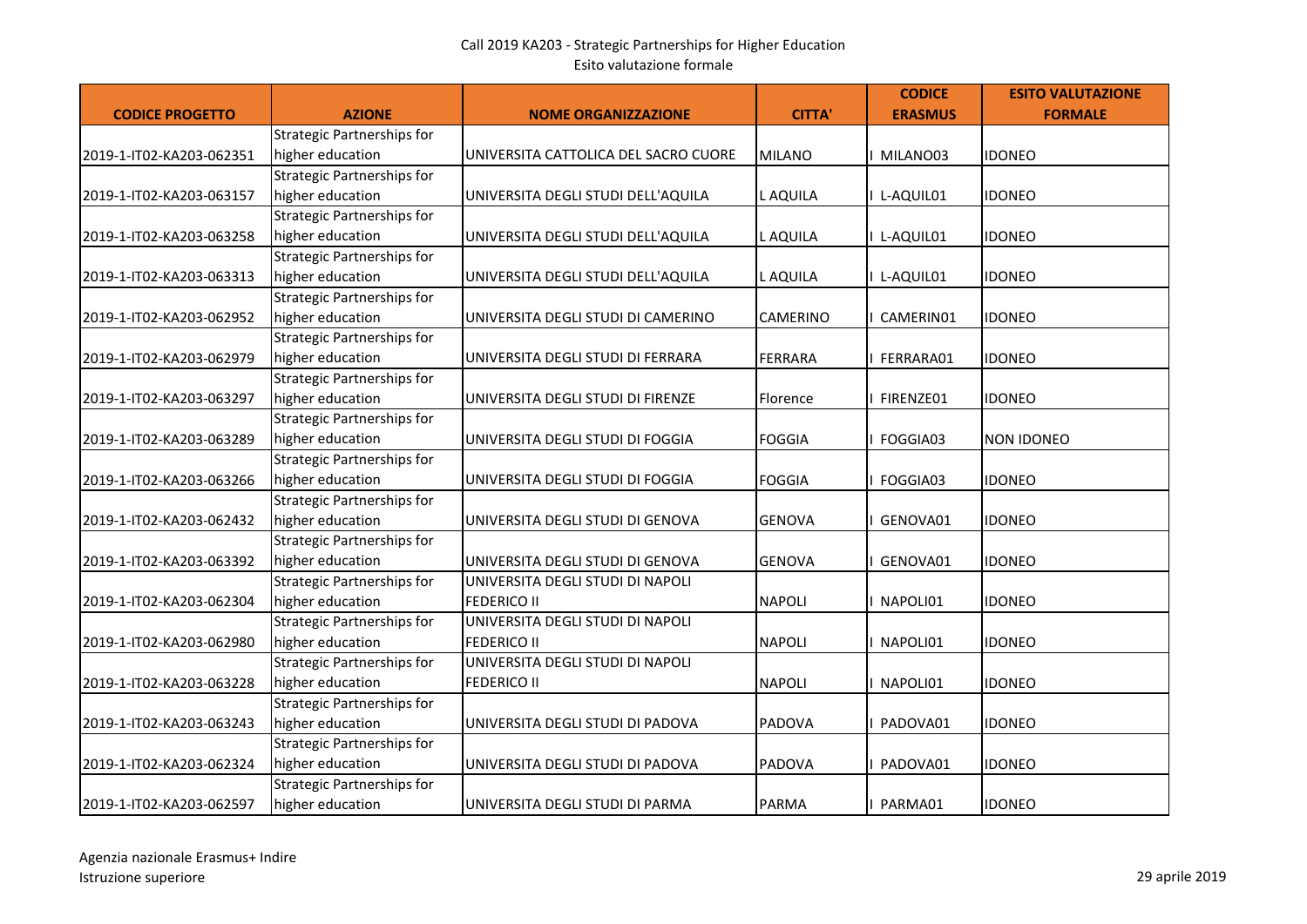| CODICE PROGETTO | AZIONE | NOME ORGANIZZAZIONE | CITTA' | CODICE ERASMUS | ESITO VALUTAZIONE FORMALE |
|---|---|---|---|---|---|
| 2019-1-IT02-KA203-062351 | Strategic Partnerships for higher education | UNIVERSITA CATTOLICA DEL SACRO CUORE | MILANO | I MILANO03 | IDONEO |
| 2019-1-IT02-KA203-063157 | Strategic Partnerships for higher education | UNIVERSITA DEGLI STUDI DELL'AQUILA | L AQUILA | I L-AQUIL01 | IDONEO |
| 2019-1-IT02-KA203-063258 | Strategic Partnerships for higher education | UNIVERSITA DEGLI STUDI DELL'AQUILA | L AQUILA | I L-AQUIL01 | IDONEO |
| 2019-1-IT02-KA203-063313 | Strategic Partnerships for higher education | UNIVERSITA DEGLI STUDI DELL'AQUILA | L AQUILA | I L-AQUIL01 | IDONEO |
| 2019-1-IT02-KA203-062952 | Strategic Partnerships for higher education | UNIVERSITA DEGLI STUDI DI CAMERINO | CAMERINO | I CAMERIN01 | IDONEO |
| 2019-1-IT02-KA203-062979 | Strategic Partnerships for higher education | UNIVERSITA DEGLI STUDI DI FERRARA | FERRARA | I FERRARA01 | IDONEO |
| 2019-1-IT02-KA203-063297 | Strategic Partnerships for higher education | UNIVERSITA DEGLI STUDI DI FIRENZE | Florence | I FIRENZE01 | IDONEO |
| 2019-1-IT02-KA203-063289 | Strategic Partnerships for higher education | UNIVERSITA DEGLI STUDI DI FOGGIA | FOGGIA | I FOGGIA03 | NON IDONEO |
| 2019-1-IT02-KA203-063266 | Strategic Partnerships for higher education | UNIVERSITA DEGLI STUDI DI FOGGIA | FOGGIA | I FOGGIA03 | IDONEO |
| 2019-1-IT02-KA203-062432 | Strategic Partnerships for higher education | UNIVERSITA DEGLI STUDI DI GENOVA | GENOVA | I GENOVA01 | IDONEO |
| 2019-1-IT02-KA203-063392 | Strategic Partnerships for higher education | UNIVERSITA DEGLI STUDI DI GENOVA | GENOVA | I GENOVA01 | IDONEO |
| 2019-1-IT02-KA203-062304 | Strategic Partnerships for higher education | UNIVERSITA DEGLI STUDI DI NAPOLI FEDERICO II | NAPOLI | I NAPOLI01 | IDONEO |
| 2019-1-IT02-KA203-062980 | Strategic Partnerships for higher education | UNIVERSITA DEGLI STUDI DI NAPOLI FEDERICO II | NAPOLI | I NAPOLI01 | IDONEO |
| 2019-1-IT02-KA203-063228 | Strategic Partnerships for higher education | UNIVERSITA DEGLI STUDI DI NAPOLI FEDERICO II | NAPOLI | I NAPOLI01 | IDONEO |
| 2019-1-IT02-KA203-063243 | Strategic Partnerships for higher education | UNIVERSITA DEGLI STUDI DI PADOVA | PADOVA | I PADOVA01 | IDONEO |
| 2019-1-IT02-KA203-062324 | Strategic Partnerships for higher education | UNIVERSITA DEGLI STUDI DI PADOVA | PADOVA | I PADOVA01 | IDONEO |
| 2019-1-IT02-KA203-062597 | Strategic Partnerships for higher education | UNIVERSITA DEGLI STUDI DI PARMA | PARMA | I PARMA01 | IDONEO |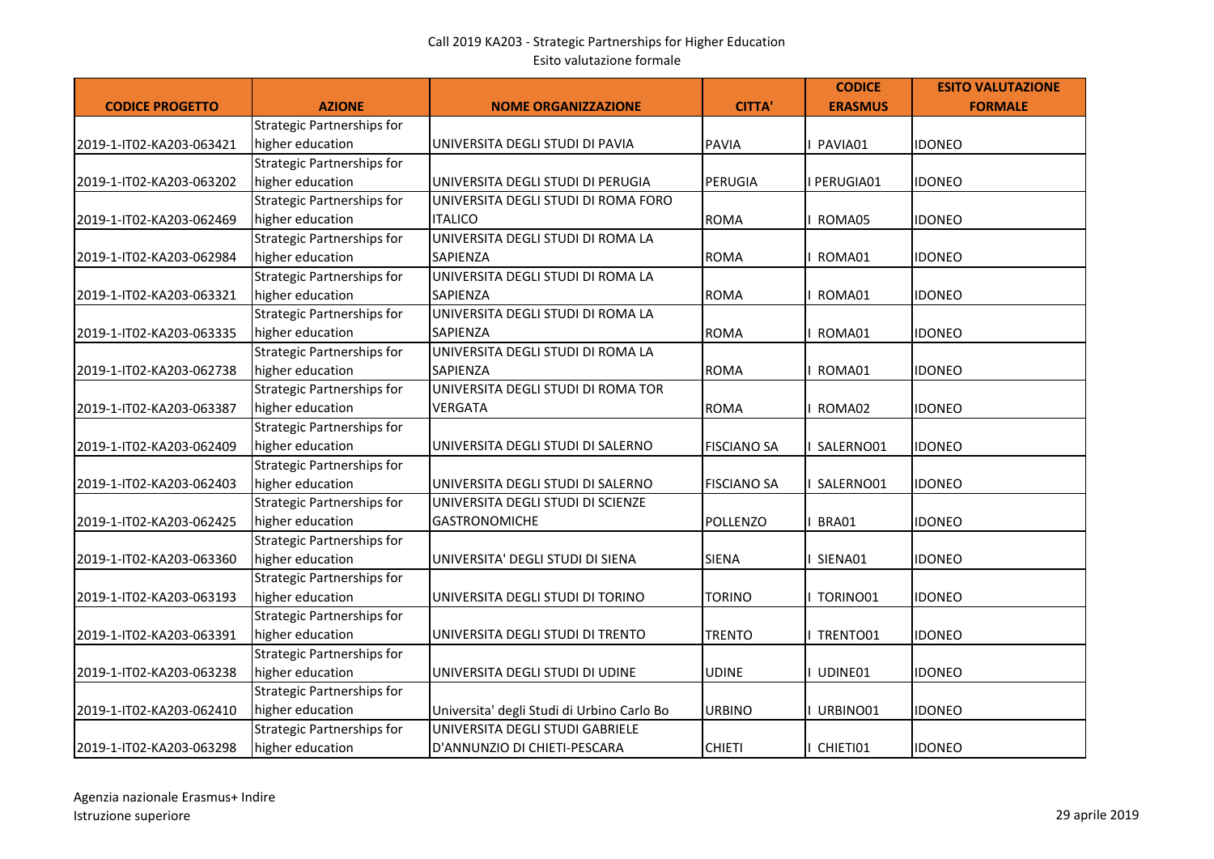Call 2019 KA203 - Strategic Partnerships for Higher Education
Esito valutazione formale

| CODICE PROGETTO | AZIONE | NOME ORGANIZZAZIONE | CITTA' | CODICE ERASMUS | ESITO VALUTAZIONE FORMALE |
|---|---|---|---|---|---|
| 2019-1-IT02-KA203-063421 | Strategic Partnerships for higher education | UNIVERSITA DEGLI STUDI DI PAVIA | PAVIA | I PAVIA01 | IDONEO |
| 2019-1-IT02-KA203-063202 | Strategic Partnerships for higher education | UNIVERSITA DEGLI STUDI DI PERUGIA | PERUGIA | I PERUGIA01 | IDONEO |
| 2019-1-IT02-KA203-062469 | Strategic Partnerships for higher education | UNIVERSITA DEGLI STUDI DI ROMA FORO ITALICO | ROMA | I ROMA05 | IDONEO |
| 2019-1-IT02-KA203-062984 | Strategic Partnerships for higher education | UNIVERSITA DEGLI STUDI DI ROMA LA SAPIENZA | ROMA | I ROMA01 | IDONEO |
| 2019-1-IT02-KA203-063321 | Strategic Partnerships for higher education | UNIVERSITA DEGLI STUDI DI ROMA LA SAPIENZA | ROMA | I ROMA01 | IDONEO |
| 2019-1-IT02-KA203-063335 | Strategic Partnerships for higher education | UNIVERSITA DEGLI STUDI DI ROMA LA SAPIENZA | ROMA | I ROMA01 | IDONEO |
| 2019-1-IT02-KA203-062738 | Strategic Partnerships for higher education | UNIVERSITA DEGLI STUDI DI ROMA LA SAPIENZA | ROMA | I ROMA01 | IDONEO |
| 2019-1-IT02-KA203-063387 | Strategic Partnerships for higher education | UNIVERSITA DEGLI STUDI DI ROMA TOR VERGATA | ROMA | I ROMA02 | IDONEO |
| 2019-1-IT02-KA203-062409 | Strategic Partnerships for higher education | UNIVERSITA DEGLI STUDI DI SALERNO | FISCIANO SA | I SALERNO01 | IDONEO |
| 2019-1-IT02-KA203-062403 | Strategic Partnerships for higher education | UNIVERSITA DEGLI STUDI DI SALERNO | FISCIANO SA | I SALERNO01 | IDONEO |
| 2019-1-IT02-KA203-062425 | Strategic Partnerships for higher education | UNIVERSITA DEGLI STUDI DI SCIENZE GASTRONOMICHE | POLLENZO | I BRA01 | IDONEO |
| 2019-1-IT02-KA203-063360 | Strategic Partnerships for higher education | UNIVERSITA' DEGLI STUDI DI SIENA | SIENA | I SIENA01 | IDONEO |
| 2019-1-IT02-KA203-063193 | Strategic Partnerships for higher education | UNIVERSITA DEGLI STUDI DI TORINO | TORINO | I TORINO01 | IDONEO |
| 2019-1-IT02-KA203-063391 | Strategic Partnerships for higher education | UNIVERSITA DEGLI STUDI DI TRENTO | TRENTO | I TRENTO01 | IDONEO |
| 2019-1-IT02-KA203-063238 | Strategic Partnerships for higher education | UNIVERSITA DEGLI STUDI DI UDINE | UDINE | I UDINE01 | IDONEO |
| 2019-1-IT02-KA203-062410 | Strategic Partnerships for higher education | Universita' degli Studi di Urbino Carlo Bo | URBINO | I URBINO01 | IDONEO |
| 2019-1-IT02-KA203-063298 | Strategic Partnerships for higher education | UNIVERSITA DEGLI STUDI GABRIELE D'ANNUNZIO DI CHIETI-PESCARA | CHIETI | I CHIETI01 | IDONEO |

Agenzia nazionale Erasmus+ Indire
Istruzione superiore

29 aprile 2019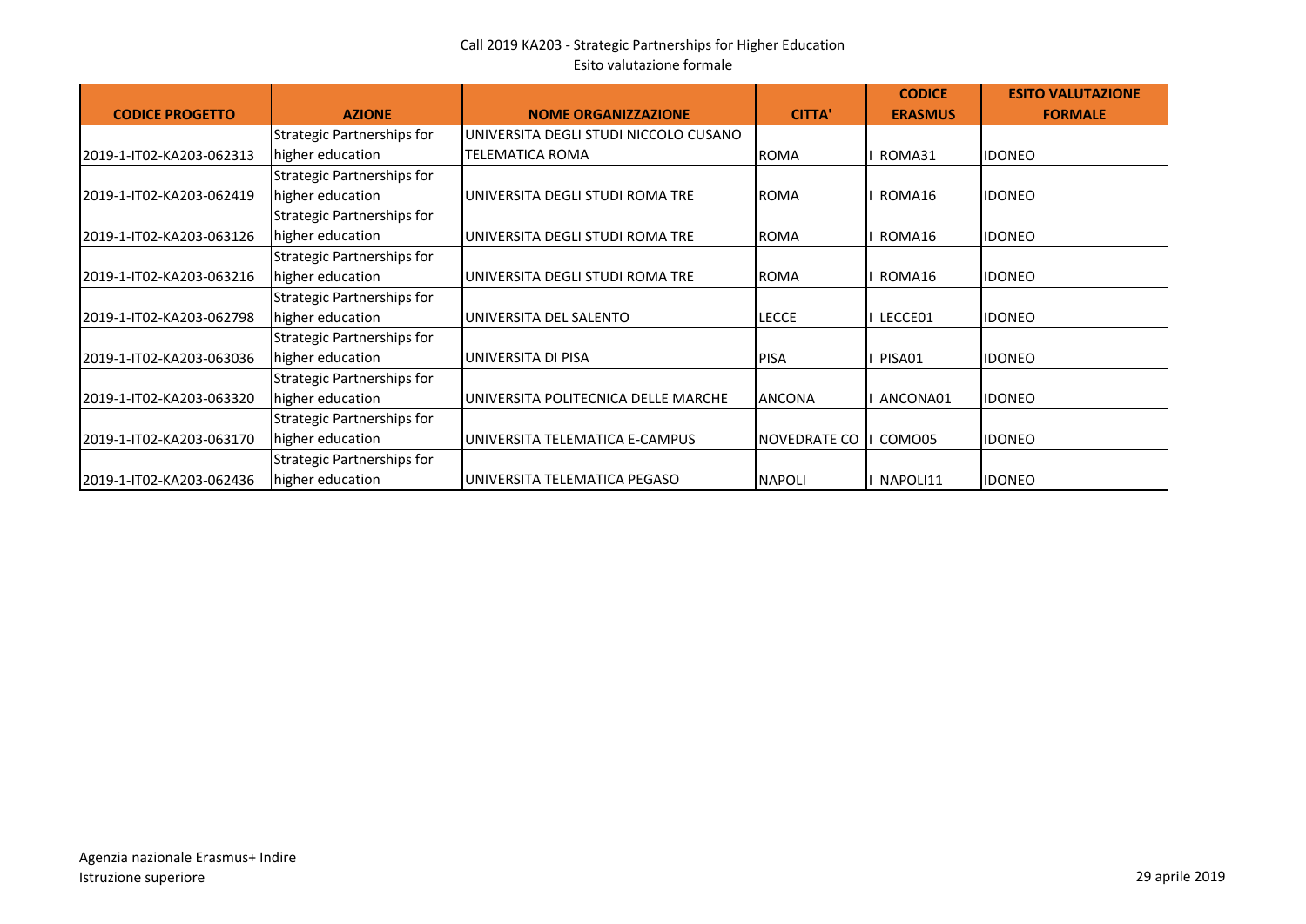Call 2019 KA203 - Strategic Partnerships for Higher Education
Esito valutazione formale

| CODICE PROGETTO | AZIONE | NOME ORGANIZZAZIONE | CITTA' | CODICE ERASMUS | ESITO VALUTAZIONE FORMALE |
|---|---|---|---|---|---|
| 2019-1-IT02-KA203-062313 | Strategic Partnerships for higher education | UNIVERSITA DEGLI STUDI NICCOLO CUSANO TELEMATICA ROMA | ROMA | I ROMA31 | IDONEO |
| 2019-1-IT02-KA203-062419 | Strategic Partnerships for higher education | UNIVERSITA DEGLI STUDI ROMA TRE | ROMA | I ROMA16 | IDONEO |
| 2019-1-IT02-KA203-063126 | Strategic Partnerships for higher education | UNIVERSITA DEGLI STUDI ROMA TRE | ROMA | I ROMA16 | IDONEO |
| 2019-1-IT02-KA203-063216 | Strategic Partnerships for higher education | UNIVERSITA DEGLI STUDI ROMA TRE | ROMA | I ROMA16 | IDONEO |
| 2019-1-IT02-KA203-062798 | Strategic Partnerships for higher education | UNIVERSITA DEL SALENTO | LECCE | I LECCE01 | IDONEO |
| 2019-1-IT02-KA203-063036 | Strategic Partnerships for higher education | UNIVERSITA DI PISA | PISA | I PISA01 | IDONEO |
| 2019-1-IT02-KA203-063320 | Strategic Partnerships for higher education | UNIVERSITA POLITECNICA DELLE MARCHE | ANCONA | I ANCONA01 | IDONEO |
| 2019-1-IT02-KA203-063170 | Strategic Partnerships for higher education | UNIVERSITA TELEMATICA E-CAMPUS | NOVEDRATE CO | I COMO05 | IDONEO |
| 2019-1-IT02-KA203-062436 | Strategic Partnerships for higher education | UNIVERSITA TELEMATICA PEGASO | NAPOLI | I NAPOLI11 | IDONEO |

Agenzia nazionale Erasmus+ Indire
Istruzione superiore

29 aprile 2019